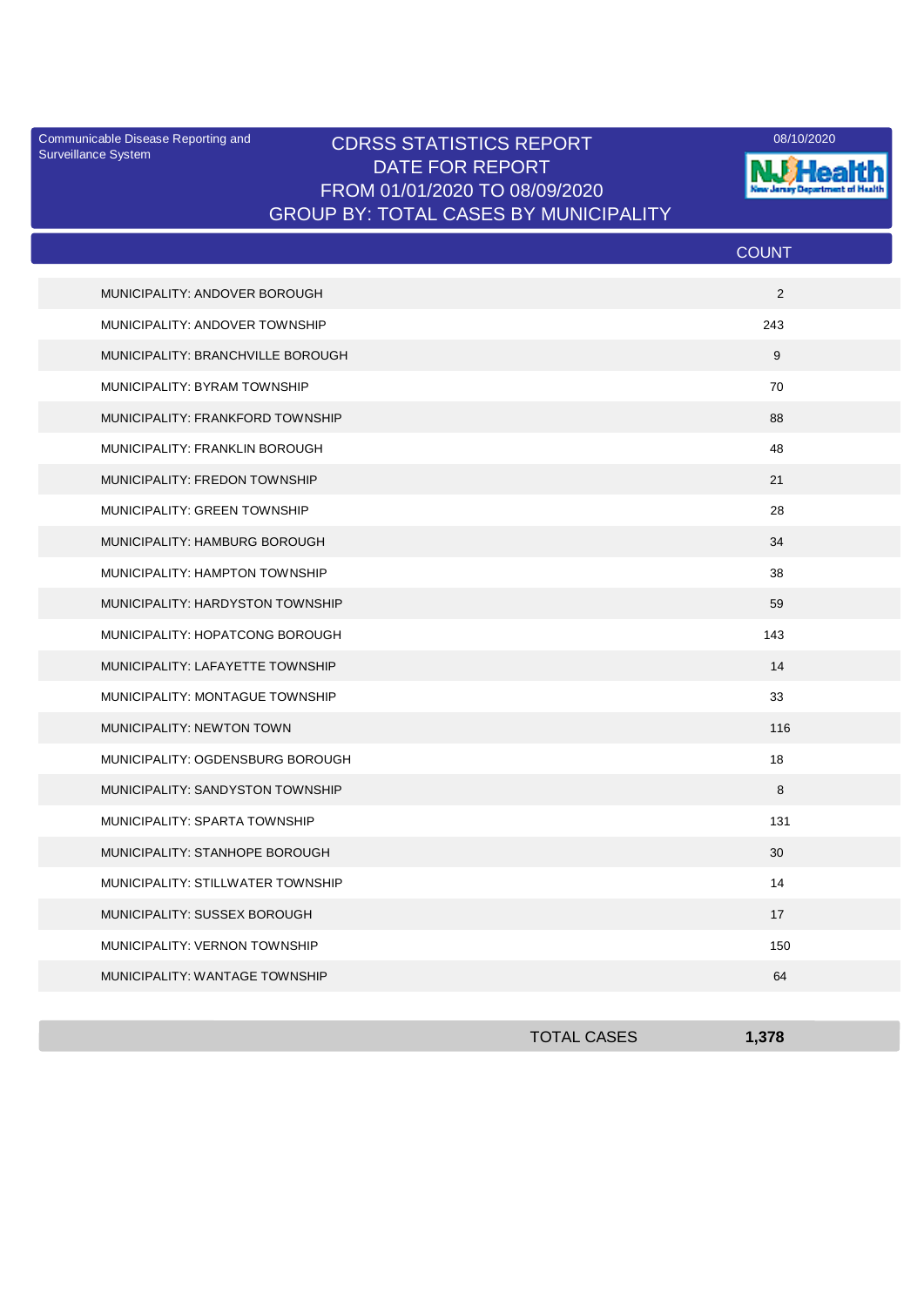Communicable Disease Reporting and Surveillance System

# CDRSS STATISTICS REPORT
## DATE FOR REPORT
## FROM 01/01/2020 TO 08/09/2020
## GROUP BY: TOTAL CASES BY MUNICIPALITY

08/10/2020

NJ Health New Jersey Department of Health

| | COUNT |
|---|---|
| MUNICIPALITY: ANDOVER BOROUGH | 2 |
| MUNICIPALITY: ANDOVER TOWNSHIP | 243 |
| MUNICIPALITY: BRANCHVILLE BOROUGH | 9 |
| MUNICIPALITY: BYRAM TOWNSHIP | 70 |
| MUNICIPALITY: FRANKFORD TOWNSHIP | 88 |
| MUNICIPALITY: FRANKLIN BOROUGH | 48 |
| MUNICIPALITY: FREDON TOWNSHIP | 21 |
| MUNICIPALITY: GREEN TOWNSHIP | 28 |
| MUNICIPALITY: HAMBURG BOROUGH | 34 |
| MUNICIPALITY: HAMPTON TOWNSHIP | 38 |
| MUNICIPALITY: HARDYSTON TOWNSHIP | 59 |
| MUNICIPALITY: HOPATCONG BOROUGH | 143 |
| MUNICIPALITY: LAFAYETTE TOWNSHIP | 14 |
| MUNICIPALITY: MONTAGUE TOWNSHIP | 33 |
| MUNICIPALITY: NEWTON TOWN | 116 |
| MUNICIPALITY: OGDENSBURG BOROUGH | 18 |
| MUNICIPALITY: SANDYSTON TOWNSHIP | 8 |
| MUNICIPALITY: SPARTA TOWNSHIP | 131 |
| MUNICIPALITY: STANHOPE BOROUGH | 30 |
| MUNICIPALITY: STILLWATER TOWNSHIP | 14 |
| MUNICIPALITY: SUSSEX BOROUGH | 17 |
| MUNICIPALITY: VERNON TOWNSHIP | 150 |
| MUNICIPALITY: WANTAGE TOWNSHIP | 64 |
| TOTAL CASES | **1,378** |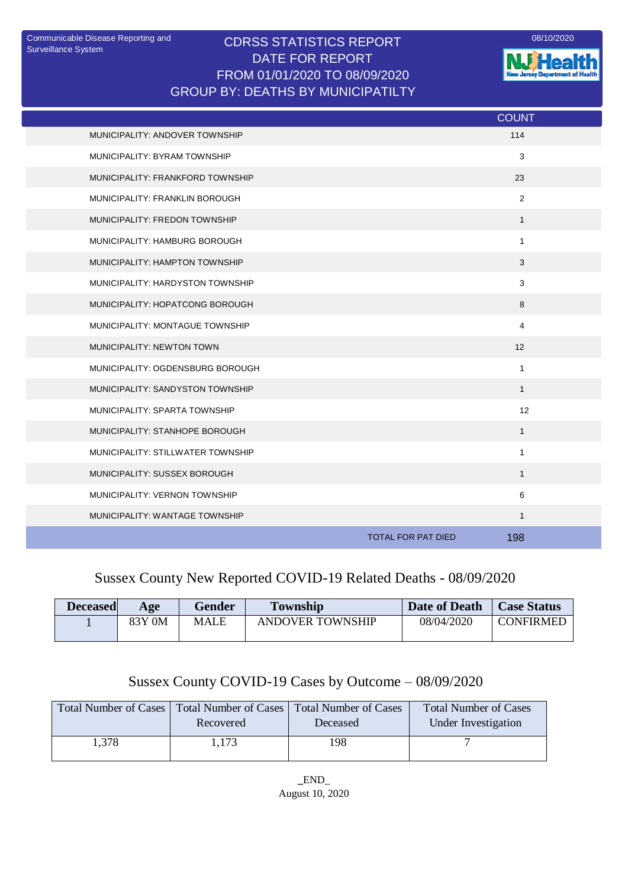Communicable Disease Reporting and Surveillance System

# CDRSS STATISTICS REPORT
DATE FOR REPORT
FROM 01/01/2020 TO 08/09/2020
GROUP BY: DEATHS BY MUNICIPATILTY

08/10/2020

NJ Health New Jersey Department of Health

| | COUNT |
|---|---|
| MUNICIPALITY: ANDOVER TOWNSHIP | 114 |
| MUNICIPALITY: BYRAM TOWNSHIP | 3 |
| MUNICIPALITY: FRANKFORD TOWNSHIP | 23 |
| MUNICIPALITY: FRANKLIN BOROUGH | 2 |
| MUNICIPALITY: FREDON TOWNSHIP | 1 |
| MUNICIPALITY: HAMBURG BOROUGH | 1 |
| MUNICIPALITY: HAMPTON TOWNSHIP | 3 |
| MUNICIPALITY: HARDYSTON TOWNSHIP | 3 |
| MUNICIPALITY: HOPATCONG BOROUGH | 8 |
| MUNICIPALITY: MONTAGUE TOWNSHIP | 4 |
| MUNICIPALITY: NEWTON TOWN | 12 |
| MUNICIPALITY: OGDENSBURG BOROUGH | 1 |
| MUNICIPALITY: SANDYSTON TOWNSHIP | 1 |
| MUNICIPALITY: SPARTA TOWNSHIP | 12 |
| MUNICIPALITY: STANHOPE BOROUGH | 1 |
| MUNICIPALITY: STILLWATER TOWNSHIP | 1 |
| MUNICIPALITY: SUSSEX BOROUGH | 1 |
| MUNICIPALITY: VERNON TOWNSHIP | 6 |
| MUNICIPALITY: WANTAGE TOWNSHIP | 1 |
| TOTAL FOR PAT DIED | 198 |

## Sussex County New Reported COVID-19 Related Deaths - 08/09/2020

| Deceased | Age | Gender | Township | Date of Death | Case Status |
|---|---|---|---|---|---|
| 1 | 83Y 0M | MALE | ANDOVER TOWNSHIP | 08/04/2020 | CONFIRMED |

## Sussex County COVID-19 Cases by Outcome – 08/09/2020

| Total Number of Cases | Total Number of Cases Recovered | Total Number of Cases Deceased | Total Number of Cases Under Investigation |
|---|---|---|---|
| 1,378 | 1,173 | 198 | 7 |

_END_
August 10, 2020